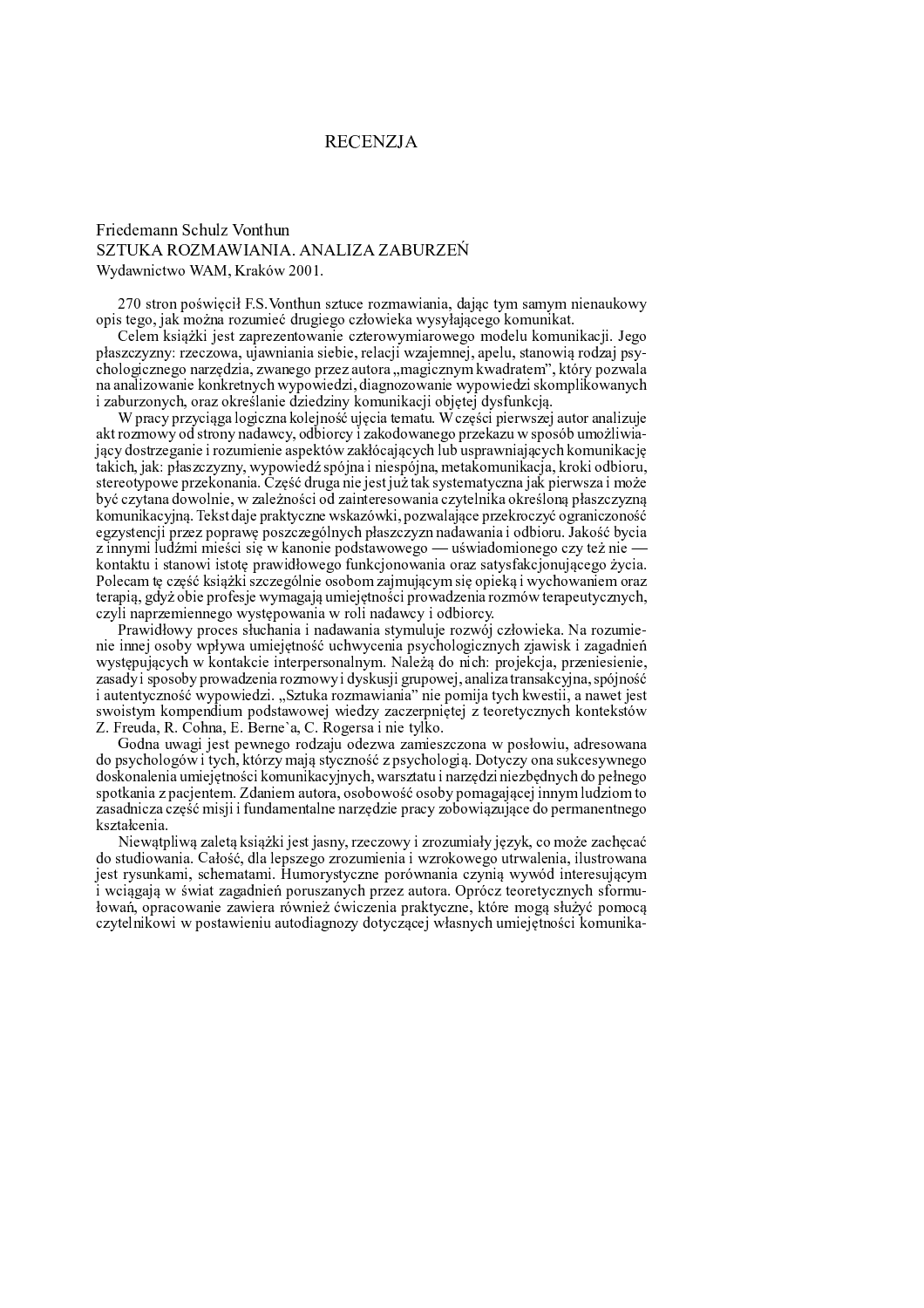# RECENZJA

Friedemann Schulz Vonthun
SZTUKA ROZMAWIANIA. ANALIZA ZABURZEŃ
Wydawnictwo WAM, Kraków 2001.

270 stron poświęcił F.S.Vonthun sztuce rozmawiania, dając tym samym nienaukowy opis tego, jak można rozumieć drugiego człowieka wysyłającego komunikat.

Celem książki jest zaprezentowanie czterowymiarowego modelu komunikacji. Jego płaszczyzny: rzeczowa, ujawniania siebie, relacji wzajemnej, apelu, stanowią rodzaj psychologicznego narzędzia, zwanego przez autora „magicznym kwadratem", który pozwala na analizowanie konkretnych wypowiedzi, diagnozowanie wypowiedzi skomplikowanych i zaburzonych, oraz określanie dziedziny komunikacji objętej dysfunkcją.

W pracy przyciąga logiczna kolejność ujęcia tematu. W części pierwszej autor analizuje akt rozmowy od strony nadawcy, odbiorcy i zakodowanego przekazu w sposób umożliwiający dostrzeganie i rozumienie aspektów zakłócających lub usprawniających komunikację takich, jak: płaszczyzny, wypowiedź spójna i niespójna, metakomunikacja, kroki odbioru, stereotypowe przekonania. Część druga nie jest już tak systematyczna jak pierwsza i może być czytana dowolnie, w zależności od zainteresowania czytelnika określoną płaszczyzną komunikacyjną. Tekst daje praktyczne wskazówki, pozwalające przekroczyć ograniczoność egzystencji przez poprawę poszczególnych płaszczyzn nadawania i odbioru. Jakość bycia z innymi ludźmi mieści się w kanonie podstawowego — uświadomionego czy też nie — kontaktu i stanowi istotę prawidłowego funkcjonowania oraz satysfakcjonującego życia. Polecam tę część książki szczególnie osobom zajmującym się opieką i wychowaniem oraz terapią, gdyż obie profesje wymagają umiejętności prowadzenia rozmów terapeutycznych, czyli naprzemiennego występowania w roli nadawcy i odbiorcy.

Prawidłowy proces słuchania i nadawania stymuluje rozwój człowieka. Na rozumienie innej osoby wpływa umiejętność uchwycenia psychologicznych zjawisk i zagadnień występujących w kontakcie interpersonalnym. Należą do nich: projekcja, przeniesienie, zasady i sposoby prowadzenia rozmowy i dyskusji grupowej, analiza transakcyjna, spójność i autentyczność wypowiedzi. „Sztuka rozmawiania" nie pomija tych kwestii, a nawet jest swoistym kompendium podstawowej wiedzy zaczerpniętej z teoretycznych kontekstów Z. Freuda, R. Cohna, E. Berne`a, C. Rogersa i nie tylko.

Godna uwagi jest pewnego rodzaju odezwa zamieszczona w posłowiu, adresowana do psychologów i tych, którzy mają styczność z psychologią. Dotyczy ona sukcesywnego doskonalenia umiejętności komunikacyjnych, warsztatu i narzędzi niezbędnych do pełnego spotkania z pacjentem. Zdaniem autora, osobowość osoby pomagającej innym ludziom to zasadnicza część misji i fundamentalne narzędzie pracy zobowiązujące do permanentnego kształcenia.

Niewątpliwą zaletą książki jest jasny, rzeczowy i zrozumiały język, co może zachęcać do studiowania. Całość, dla lepszego zrozumienia i wzrokowego utrwalenia, ilustrowana jest rysunkami, schematami. Humorystyczne porównania czynią wywód interesującym i wciągają w świat zagadnień poruszanych przez autora. Oprócz teoretycznych sformułowań, opracowanie zawiera również ćwiczenia praktyczne, które mogą służyć pomocą czytelnikowi w postawieniu autodiagnozy dotyczącej własnych umiejętności komunika-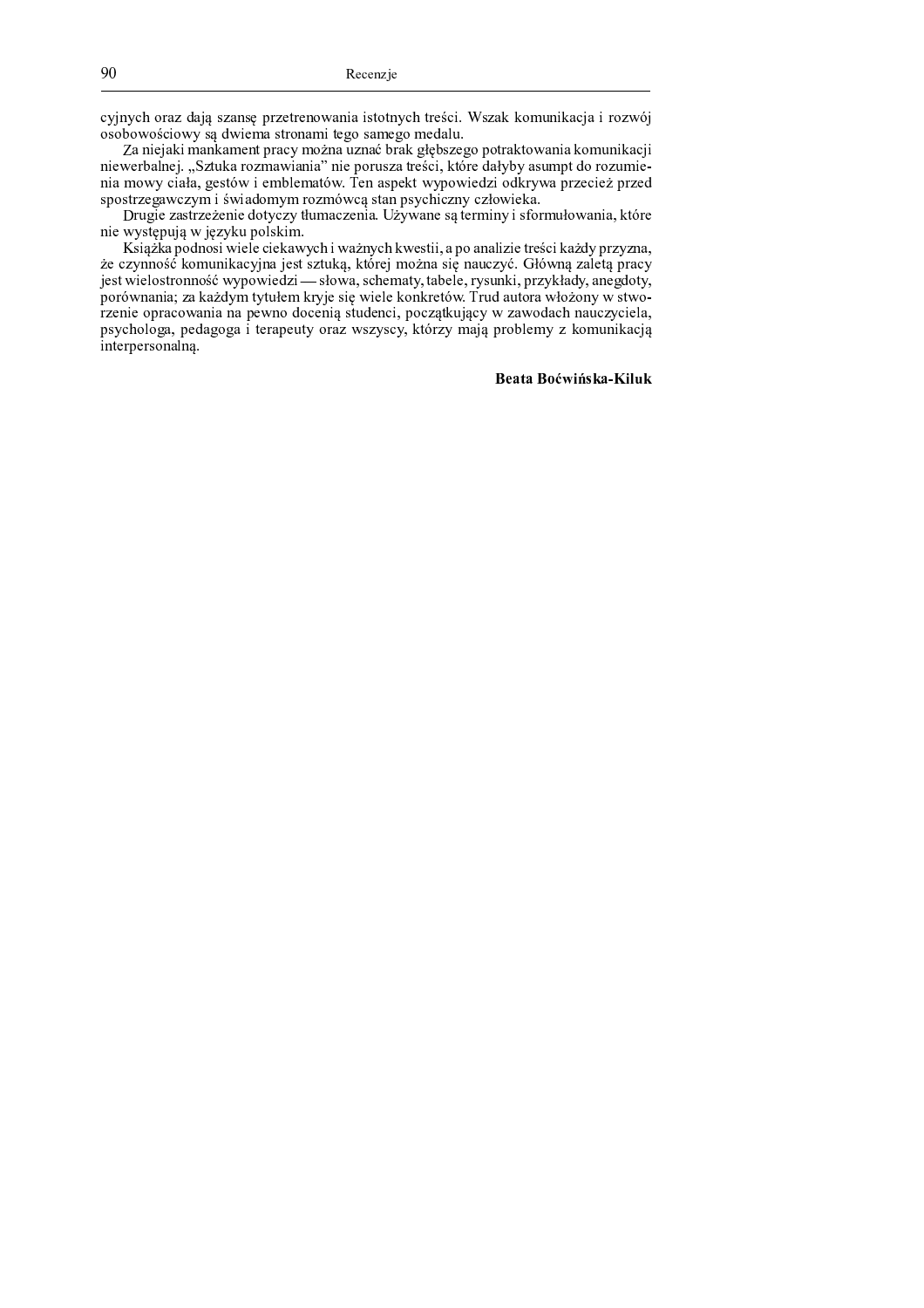cyjnych oraz dają szansę przetrenowania istotnych treści. Wszak komunikacja i rozwój osobowościowy są dwiema stronami tego samego medalu.

Za niejaki mankament pracy można uznać brak głębszego potraktowania komunikacji niewerbalnej. „Sztuka rozmawiania" nie porusza treści, które dałyby asumpt do rozumienia mowy ciała, gestów i emblematów. Ten aspekt wypowiedzi odkrywa przecież przed spostrzegawczym i świadomym rozmówcą stan psychiczny człowieka.

Drugie zastrzeżenie dotyczy tłumaczenia. Używane są terminy i sformułowania, które nie występują w języku polskim.

Książka podnosi wiele ciekawych i ważnych kwestii, a po analizie treści każdy przyzna, że czynność komunikacyjna jest sztuką, której można się nauczyć. Główną zaletą pracy jest wielostronność wypowiedzi — słowa, schematy, tabele, rysunki, przykłady, anegdoty, porównania; za każdym tytułem kryje się wiele konkretów. Trud autora włożony w stworzenie opracowania na pewno docenią studenci, początkujący w zawodach nauczyciela, psychologa, pedagoga i terapeuty oraz wszyscy, którzy mają problemy z komunikacją interpersonalną.

**Beata Boćwińska-Kiluk**